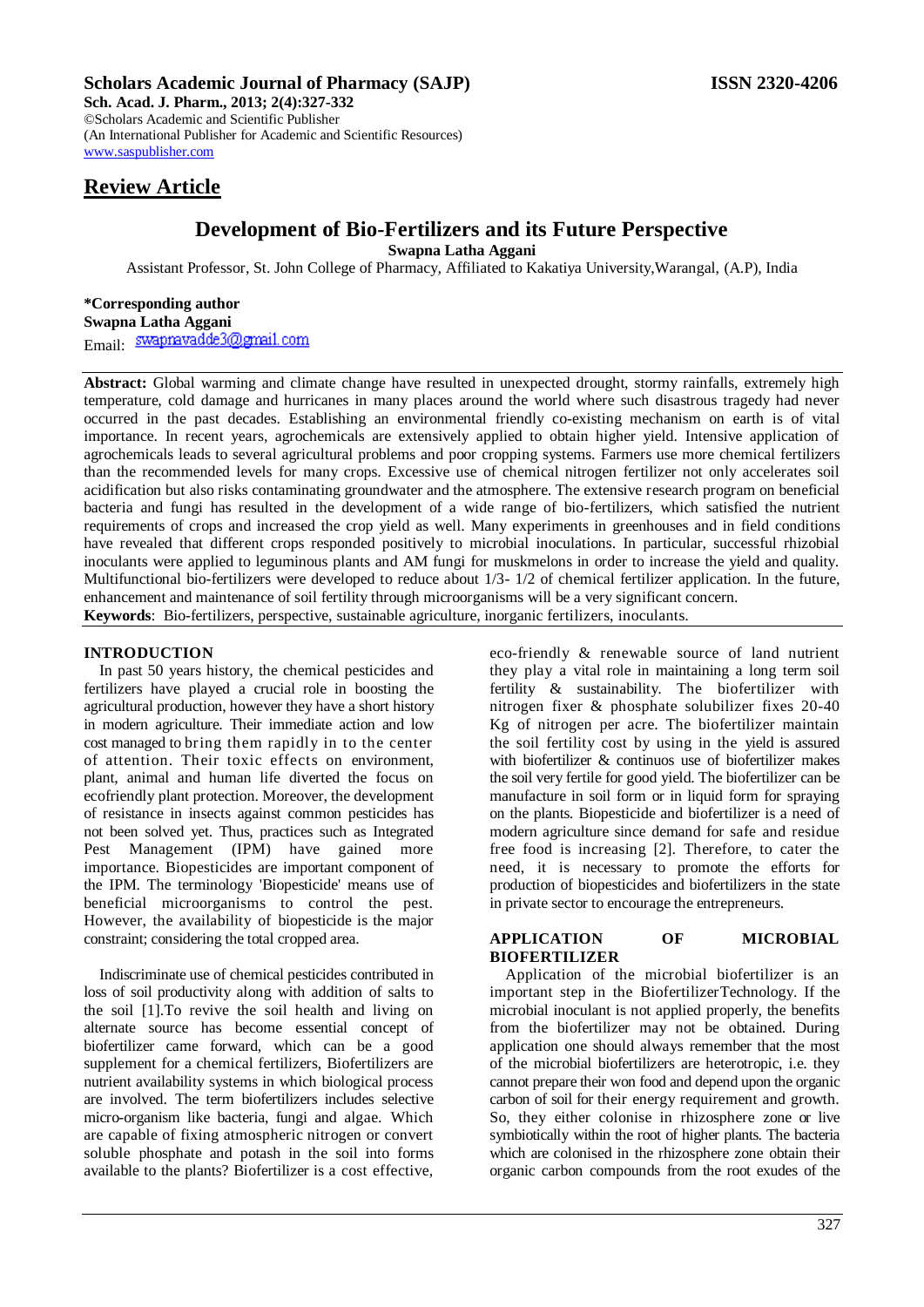# Scholars Academic Journal of Pharmacy (SAJP)

**ISSN 2320-4206**

**Sch. Acad. J. Pharm., 2013; 2(4):327-332**
©Scholars Academic and Scientific Publisher
(An International Publisher for Academic and Scientific Resources)
www.saspublisher.com

## Review Article

# Development of Bio-Fertilizers and its Future Perspective

**Swapna Latha Aggani**

Assistant Professor, St. John College of Pharmacy, Affiliated to Kakatiya University,Warangal, (A.P), India

**\*Corresponding author**
**Swapna Latha Aggani**
Email: swapnavadde3@gmail.com

**Abstract:** Global warming and climate change have resulted in unexpected drought, stormy rainfalls, extremely high temperature, cold damage and hurricanes in many places around the world where such disastrous tragedy had never occurred in the past decades. Establishing an environmental friendly co-existing mechanism on earth is of vital importance. In recent years, agrochemicals are extensively applied to obtain higher yield. Intensive application of agrochemicals leads to several agricultural problems and poor cropping systems. Farmers use more chemical fertilizers than the recommended levels for many crops. Excessive use of chemical nitrogen fertilizer not only accelerates soil acidification but also risks contaminating groundwater and the atmosphere. The extensive research program on beneficial bacteria and fungi has resulted in the development of a wide range of bio-fertilizers, which satisfied the nutrient requirements of crops and increased the crop yield as well. Many experiments in greenhouses and in field conditions have revealed that different crops responded positively to microbial inoculations. In particular, successful rhizobial inoculants were applied to leguminous plants and AM fungi for muskmelons in order to increase the yield and quality. Multifunctional bio-fertilizers were developed to reduce about 1/3- 1/2 of chemical fertilizer application. In the future, enhancement and maintenance of soil fertility through microorganisms will be a very significant concern.

**Keywords**: Bio-fertilizers, perspective, sustainable agriculture, inorganic fertilizers, inoculants.

## INTRODUCTION

In past 50 years history, the chemical pesticides and fertilizers have played a crucial role in boosting the agricultural production, however they have a short history in modern agriculture. Their immediate action and low cost managed to bring them rapidly in to the center of attention. Their toxic effects on environment, plant, animal and human life diverted the focus on ecofriendly plant protection. Moreover, the development of resistance in insects against common pesticides has not been solved yet. Thus, practices such as Integrated Pest Management (IPM) have gained more importance. Biopesticides are important component of the IPM. The terminology 'Biopesticide' means use of beneficial microorganisms to control the pest. However, the availability of biopesticide is the major constraint; considering the total cropped area.

Indiscriminate use of chemical pesticides contributed in loss of soil productivity along with addition of salts to the soil [1].To revive the soil health and living on alternate source has become essential concept of biofertilizer came forward, which can be a good supplement for a chemical fertilizers, Biofertilizers are nutrient availability systems in which biological process are involved. The term biofertilizers includes selective micro-organism like bacteria, fungi and algae. Which are capable of fixing atmospheric nitrogen or convert soluble phosphate and potash in the soil into forms available to the plants? Biofertilizer is a cost effective, eco-friendly & renewable source of land nutrient they play a vital role in maintaining a long term soil fertility & sustainability. The biofertilizer with nitrogen fixer & phosphate solubilizer fixes 20-40 Kg of nitrogen per acre. The biofertilizer maintain the soil fertility cost by using in the yield is assured with biofertilizer & continuos use of biofertilizer makes the soil very fertile for good yield. The biofertilizer can be manufacture in soil form or in liquid form for spraying on the plants. Biopesticide and biofertilizer is a need of modern agriculture since demand for safe and residue free food is increasing [2]. Therefore, to cater the need, it is necessary to promote the efforts for production of biopesticides and biofertilizers in the state in private sector to encourage the entrepreneurs.

## APPLICATION OF MICROBIAL BIOFERTILIZER

Application of the microbial biofertilizer is an important step in the BiofertilizerTechnology. If the microbial inoculant is not applied properly, the benefits from the biofertilizer may not be obtained. During application one should always remember that the most of the microbial biofertilizers are heterotropic, i.e. they cannot prepare their won food and depend upon the organic carbon of soil for their energy requirement and growth. So, they either colonise in rhizosphere zone or live symbiotically within the root of higher plants. The bacteria which are colonised in the rhizosphere zone obtain their organic carbon compounds from the root exudes of the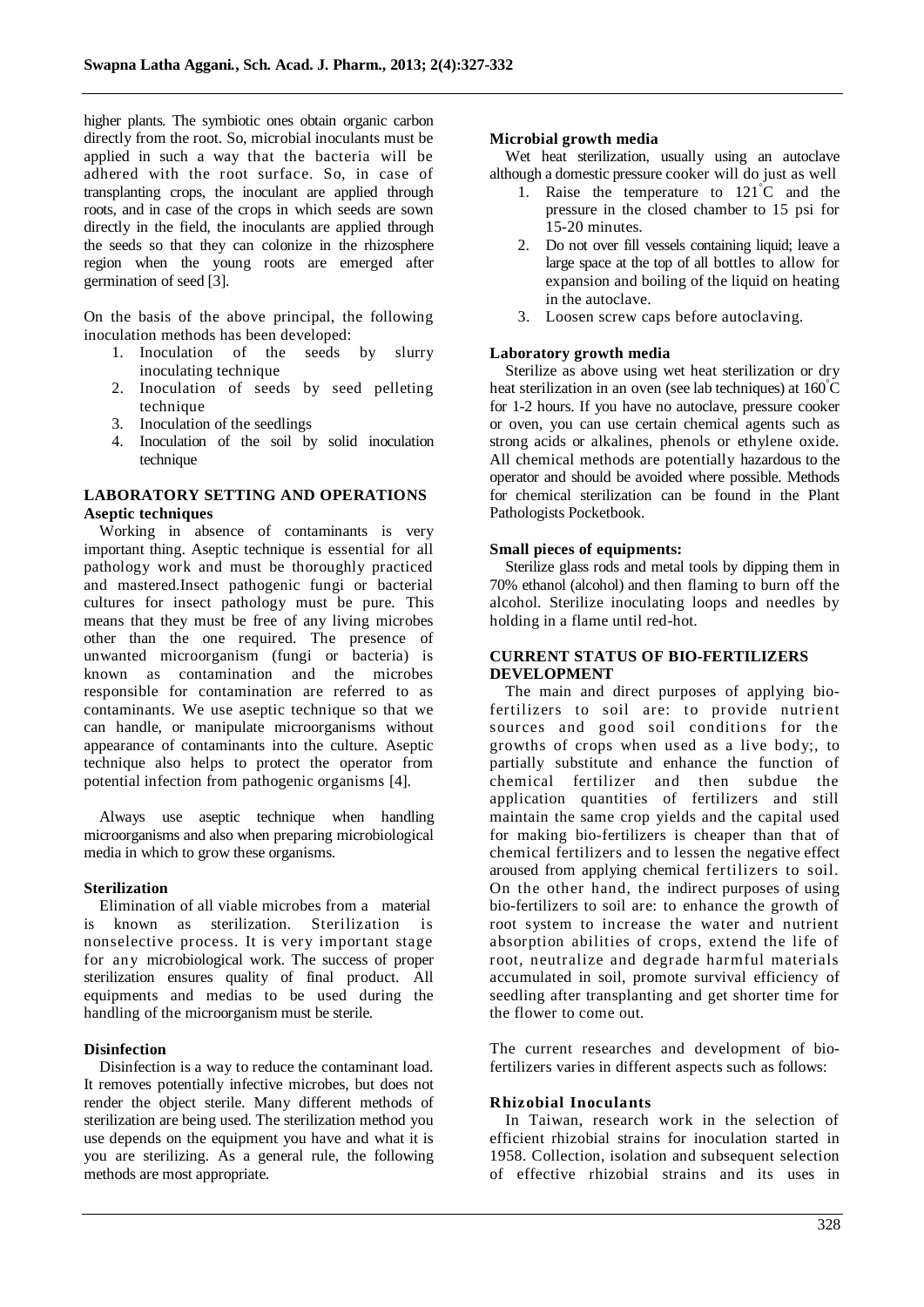higher plants. The symbiotic ones obtain organic carbon directly from the root. So, microbial inoculants must be applied in such a way that the bacteria will be adhered with the root surface. So, in case of transplanting crops, the inoculant are applied through roots, and in case of the crops in which seeds are sown directly in the field, the inoculants are applied through the seeds so that they can colonize in the rhizosphere region when the young roots are emerged after germination of seed [3].

On the basis of the above principal, the following inoculation methods has been developed:

1. Inoculation of the seeds by slurry inoculating technique
2. Inoculation of seeds by seed pelleting technique
3. Inoculation of the seedlings
4. Inoculation of the soil by solid inoculation technique

## LABORATORY SETTING AND OPERATIONS

### Aseptic techniques

Working in absence of contaminants is very important thing. Aseptic technique is essential for all pathology work and must be thoroughly practiced and mastered.Insect pathogenic fungi or bacterial cultures for insect pathology must be pure. This means that they must be free of any living microbes other than the one required. The presence of unwanted microorganism (fungi or bacteria) is known as contamination and the microbes responsible for contamination are referred to as contaminants. We use aseptic technique so that we can handle, or manipulate microorganisms without appearance of contaminants into the culture. Aseptic technique also helps to protect the operator from potential infection from pathogenic organisms [4].

Always use aseptic technique when handling microorganisms and also when preparing microbiological media in which to grow these organisms.

### Sterilization

Elimination of all viable microbes from a material is known as sterilization. Sterilization is nonselective process. It is very important stage for any microbiological work. The success of proper sterilization ensures quality of final product. All equipments and medias to be used during the handling of the microorganism must be sterile.

### Disinfection

Disinfection is a way to reduce the contaminant load. It removes potentially infective microbes, but does not render the object sterile. Many different methods of sterilization are being used. The sterilization method you use depends on the equipment you have and what it is you are sterilizing. As a general rule, the following methods are most appropriate.

### Microbial growth media

Wet heat sterilization, usually using an autoclave although a domestic pressure cooker will do just as well

1. Raise the temperature to 121°C and the pressure in the closed chamber to 15 psi for 15-20 minutes.
2. Do not over fill vessels containing liquid; leave a large space at the top of all bottles to allow for expansion and boiling of the liquid on heating in the autoclave.
3. Loosen screw caps before autoclaving.

### Laboratory growth media

Sterilize as above using wet heat sterilization or dry heat sterilization in an oven (see lab techniques) at 160°C for 1-2 hours. If you have no autoclave, pressure cooker or oven, you can use certain chemical agents such as strong acids or alkalines, phenols or ethylene oxide. All chemical methods are potentially hazardous to the operator and should be avoided where possible. Methods for chemical sterilization can be found in the Plant Pathologists Pocketbook.

### Small pieces of equipments:

Sterilize glass rods and metal tools by dipping them in 70% ethanol (alcohol) and then flaming to burn off the alcohol. Sterilize inoculating loops and needles by holding in a flame until red-hot.

## CURRENT STATUS OF BIO-FERTILIZERS DEVELOPMENT

The main and direct purposes of applying bio-fertilizers to soil are: to provide nutrient sources and good soil conditions for the growths of crops when used as a live body;, to partially substitute and enhance the function of chemical fertilizer and then subdue the application quantities of fertilizers and still maintain the same crop yields and the capital used for making bio-fertilizers is cheaper than that of chemical fertilizers and to lessen the negative effect aroused from applying chemical fertilizers to soil. On the other hand, the indirect purposes of using bio-fertilizers to soil are: to enhance the growth of root system to increase the water and nutrient absorption abilities of crops, extend the life of root, neutralize and degrade harmful materials accumulated in soil, promote survival efficiency of seedling after transplanting and get shorter time for the flower to come out.

The current researches and development of bio-fertilizers varies in different aspects such as follows:

### Rhizobial Inoculants

In Taiwan, research work in the selection of efficient rhizobial strains for inoculation started in 1958. Collection, isolation and subsequent selection of effective rhizobial strains and its uses in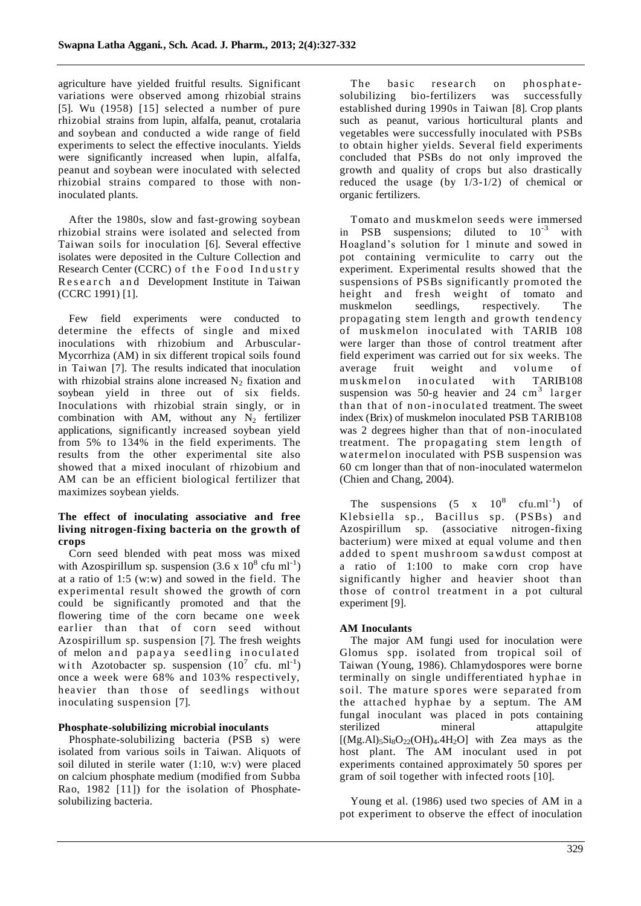agriculture have yielded fruitful results. Significant variations were observed among rhizobial strains [5]. Wu (1958) [15] selected a number of pure rhizobial strains from lupin, alfalfa, peanut, crotalaria and soybean and conducted a wide range of field experiments to select the effective inoculants. Yields were significantly increased when lupin, alfalfa, peanut and soybean were inoculated with selected rhizobial strains compared to those with non-inoculated plants.

After the 1980s, slow and fast-growing soybean rhizobial strains were isolated and selected from Taiwan soils for inoculation [6]. Several effective isolates were deposited in the Culture Collection and Research Center (CCRC) of the Food Industry Research and Development Institute in Taiwan (CCRC 1991) [1].

Few field experiments were conducted to determine the effects of single and mixed inoculations with rhizobium and Arbuscular-Mycorrhiza (AM) in six different tropical soils found in Taiwan [7]. The results indicated that inoculation with rhizobial strains alone increased $N_2$ fixation and soybean yield in three out of six fields. Inoculations with rhizobial strain singly, or in combination with AM, without any $N_2$ fertilizer applications, significantly increased soybean yield from 5% to 134% in the field experiments. The results from the other experimental site also showed that a mixed inoculant of rhizobium and AM can be an efficient biological fertilizer that maximizes soybean yields.

**The effect of inoculating associative and free living nitrogen-fixing bacteria on the growth of crops**

Corn seed blended with peat moss was mixed with Azospirillum sp. suspension ($3.6 \times 10^8$ cfu $ml^{-1}$) at a ratio of 1:5 (w:w) and sowed in the field. The experimental result showed the growth of corn could be significantly promoted and that the flowering time of the corn became one week earlier than that of corn seed without Azospirillum sp. suspension [7]. The fresh weights of melon and papaya seedling inoculated with Azotobacter sp. suspension ($10^7$ cfu. $ml^{-1}$) once a week were 68% and 103% respectively, heavier than those of seedlings without inoculating suspension [7].

**Phosphate-solubilizing microbial inoculants**

Phosphate-solubilizing bacteria (PSB s) were isolated from various soils in Taiwan. Aliquots of soil diluted in sterile water (1:10, w:v) were placed on calcium phosphate medium (modified from Subba Rao, 1982 [11]) for the isolation of Phosphate-solubilizing bacteria.

The basic research on phosphate-solubilizing bio-fertilizers was successfully established during 1990s in Taiwan [8]. Crop plants such as peanut, various horticultural plants and vegetables were successfully inoculated with PSBs to obtain higher yields. Several field experiments concluded that PSBs do not only improved the growth and quality of crops but also drastically reduced the usage (by 1/3-1/2) of chemical or organic fertilizers.

Tomato and muskmelon seeds were immersed in PSB suspensions; diluted to $10^{-3}$ with Hoagland's solution for 1 minute and sowed in pot containing vermiculite to carry out the experiment. Experimental results showed that the suspensions of PSBs significantly promoted the height and fresh weight of tomato and muskmelon seedlings, respectively. The propagating stem length and growth tendency of muskmelon inoculated with TARIB 108 were larger than those of control treatment after field experiment was carried out for six weeks. The average fruit weight and volume of muskmelon inoculated with TARIB108 suspension was 50-g heavier and 24 $cm^3$ larger than that of non-inoculated treatment. The sweet index (Brix) of muskmelon inoculated PSB TARIB108 was 2 degrees higher than that of non-inoculated treatment. The propagating stem length of watermelon inoculated with PSB suspension was 60 cm longer than that of non-inoculated watermelon (Chien and Chang, 2004).

The suspensions ($5 \times 10^8$ cfu.$ml^{-1}$) of Klebsiella sp., Bacillus sp. (PSBs) and Azospirillum sp. (associative nitrogen-fixing bacterium) were mixed at equal volume and then added to spent mushroom sawdust compost at a ratio of 1:100 to make corn crop have significantly higher and heavier shoot than those of control treatment in a pot cultural experiment [9].

**AM Inoculants**

The major AM fungi used for inoculation were Glomus spp. isolated from tropical soil of Taiwan (Young, 1986). Chlamydospores were borne terminally on single undifferentiated hyphae in soil. The mature spores were separated from the attached hyphae by a septum. The AM fungal inoculant was placed in pots containing sterilized mineral attapulgite $[(Mg.Al)_5Si_8O_{22}(OH)_4.4H_2O]$ with Zea mays as the host plant. The AM inoculant used in pot experiments contained approximately 50 spores per gram of soil together with infected roots [10].

Young et al. (1986) used two species of AM in a pot experiment to observe the effect of inoculation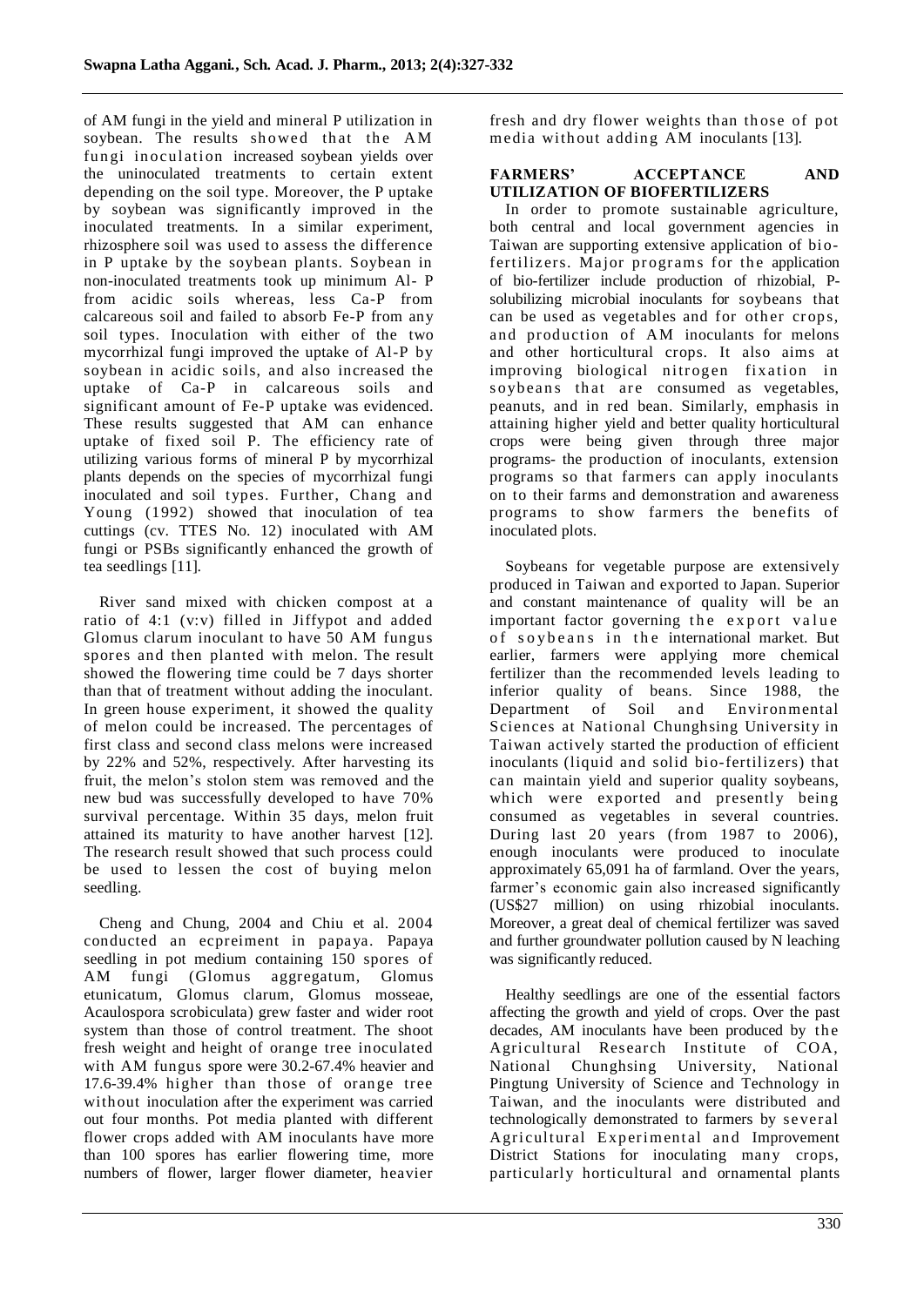of AM fungi in the yield and mineral P utilization in soybean. The results showed that the AM fungi inoculation increased soybean yields over the uninoculated treatments to certain extent depending on the soil type. Moreover, the P uptake by soybean was significantly improved in the inoculated treatments. In a similar experiment, rhizosphere soil was used to assess the difference in P uptake by the soybean plants. Soybean in non-inoculated treatments took up minimum Al- P from acidic soils whereas, less Ca-P from calcareous soil and failed to absorb Fe-P from any soil types. Inoculation with either of the two mycorrhizal fungi improved the uptake of Al-P by soybean in acidic soils, and also increased the uptake of Ca-P in calcareous soils and significant amount of Fe-P uptake was evidenced. These results suggested that AM can enhance uptake of fixed soil P. The efficiency rate of utilizing various forms of mineral P by mycorrhizal plants depends on the species of mycorrhizal fungi inoculated and soil types. Further, Chang and Young (1992) showed that inoculation of tea cuttings (cv. TTES No. 12) inoculated with AM fungi or PSBs significantly enhanced the growth of tea seedlings [11].

River sand mixed with chicken compost at a ratio of 4:1 (v:v) filled in Jiffypot and added Glomus clarum inoculant to have 50 AM fungus spores and then planted with melon. The result showed the flowering time could be 7 days shorter than that of treatment without adding the inoculant. In green house experiment, it showed the quality of melon could be increased. The percentages of first class and second class melons were increased by 22% and 52%, respectively. After harvesting its fruit, the melon's stolon stem was removed and the new bud was successfully developed to have 70% survival percentage. Within 35 days, melon fruit attained its maturity to have another harvest [12]. The research result showed that such process could be used to lessen the cost of buying melon seedling.

Cheng and Chung, 2004 and Chiu et al. 2004 conducted an ecpreiment in papaya. Papaya seedling in pot medium containing 150 spores of AM fungi (Glomus aggregatum, Glomus etunicatum, Glomus clarum, Glomus mosseae, Acaulospora scrobiculata) grew faster and wider root system than those of control treatment. The shoot fresh weight and height of orange tree inoculated with AM fungus spore were 30.2-67.4% heavier and 17.6-39.4% higher than those of orange tree without inoculation after the experiment was carried out four months. Pot media planted with different flower crops added with AM inoculants have more than 100 spores has earlier flowering time, more numbers of flower, larger flower diameter, heavier fresh and dry flower weights than those of pot media without adding AM inoculants [13].

## FARMERS' ACCEPTANCE AND UTILIZATION OF BIOFERTILIZERS

In order to promote sustainable agriculture, both central and local government agencies in Taiwan are supporting extensive application of bio-fertilizers. Major programs for the application of bio-fertilizer include production of rhizobial, P-solubilizing microbial inoculants for soybeans that can be used as vegetables and for other crops, and production of AM inoculants for melons and other horticultural crops. It also aims at improving biological nitrogen fixation in soybeans that are consumed as vegetables, peanuts, and in red bean. Similarly, emphasis in attaining higher yield and better quality horticultural crops were being given through three major programs- the production of inoculants, extension programs so that farmers can apply inoculants on to their farms and demonstration and awareness programs to show farmers the benefits of inoculated plots.

Soybeans for vegetable purpose are extensively produced in Taiwan and exported to Japan. Superior and constant maintenance of quality will be an important factor governing the export value of soybeans in the international market. But earlier, farmers were applying more chemical fertilizer than the recommended levels leading to inferior quality of beans. Since 1988, the Department of Soil and Environmental Sciences at National Chunghsing University in Taiwan actively started the production of efficient inoculants (liquid and solid bio-fertilizers) that can maintain yield and superior quality soybeans, which were exported and presently being consumed as vegetables in several countries. During last 20 years (from 1987 to 2006), enough inoculants were produced to inoculate approximately 65,091 ha of farmland. Over the years, farmer's economic gain also increased significantly (US$27 million) on using rhizobial inoculants. Moreover, a great deal of chemical fertilizer was saved and further groundwater pollution caused by N leaching was significantly reduced.

Healthy seedlings are one of the essential factors affecting the growth and yield of crops. Over the past decades, AM inoculants have been produced by the Agricultural Research Institute of COA, National Chunghsing University, National Pingtung University of Science and Technology in Taiwan, and the inoculants were distributed and technologically demonstrated to farmers by several Agricultural Experimental and Improvement District Stations for inoculating many crops, particularly horticultural and ornamental plants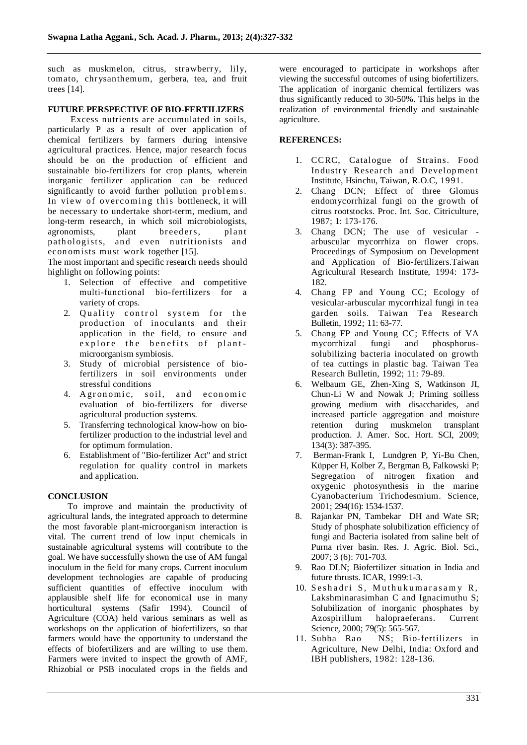such as muskmelon, citrus, strawberry, lily, tomato, chrysanthemum, gerbera, tea, and fruit trees [14].

**FUTURE PERSPECTIVE OF BIO-FERTILIZERS**

Excess nutrients are accumulated in soils, particularly P as a result of over application of chemical fertilizers by farmers during intensive agricultural practices. Hence, major research focus should be on the production of efficient and sustainable bio-fertilizers for crop plants, wherein inorganic fertilizer application can be reduced significantly to avoid further pollution problems. In view of overcoming this bottleneck, it will be necessary to undertake short-term, medium, and long-term research, in which soil microbiologists, agronomists, plant breeders, plant pathologists, and even nutritionists and economists must work together [15].

The most important and specific research needs should highlight on following points:

1. Selection of effective and competitive multi-functional bio-fertilizers for a variety of crops.
2. Quality control system for the production of inoculants and their application in the field, to ensure and explore the benefits of plant-microorganism symbiosis.
3. Study of microbial persistence of bio-fertilizers in soil environments under stressful conditions
4. Agronomic, soil, and economic evaluation of bio-fertilizers for diverse agricultural production systems.
5. Transferring technological know-how on bio-fertilizer production to the industrial level and for optimum formulation.
6. Establishment of "Bio-fertilizer Act" and strict regulation for quality control in markets and application.

**CONCLUSION**

To improve and maintain the productivity of agricultural lands, the integrated approach to determine the most favorable plant-microorganism interaction is vital. The current trend of low input chemicals in sustainable agricultural systems will contribute to the goal. We have successfully shown the use of AM fungal inoculum in the field for many crops. Current inoculum development technologies are capable of producing sufficient quantities of effective inoculum with applausible shelf life for economical use in many horticultural systems (Safir 1994). Council of Agriculture (COA) held various seminars as well as workshops on the application of biofertilizers, so that farmers would have the opportunity to understand the effects of biofertilizers and are willing to use them. Farmers were invited to inspect the growth of AMF, Rhizobial or PSB inoculated crops in the fields and were encouraged to participate in workshops after viewing the successful outcomes of using biofertilizers. The application of inorganic chemical fertilizers was thus significantly reduced to 30-50%. This helps in the realization of environmental friendly and sustainable agriculture.

**REFERENCES:**

1. CCRC, Catalogue of Strains. Food Industry Research and Development Institute, Hsinchu, Taiwan, R.O.C, 1991.
2. Chang DCN; Effect of three Glomus endomycorrhizal fungi on the growth of citrus rootstocks. Proc. Int. Soc. Citriculture, 1987; 1: 173-176.
3. Chang DCN; The use of vesicular - arbuscular mycorrhiza on flower crops. Proceedings of Symposium on Development and Application of Bio-fertilizers.Taiwan Agricultural Research Institute, 1994: 173-182.
4. Chang FP and Young CC; Ecology of vesicular-arbuscular mycorrhizal fungi in tea garden soils. Taiwan Tea Research Bulletin, 1992; 11: 63-77.
5. Chang FP and Young CC; Effects of VA mycorrhizal fungi and phosphorus-solubilizing bacteria inoculated on growth of tea cuttings in plastic bag. Taiwan Tea Research Bulletin, 1992; 11: 79-89.
6. Welbaum GE, Zhen-Xing S, Watkinson JI, Chun-Li W and Nowak J; Priming soilless growing medium with disaccharides, and increased particle aggregation and moisture retention during muskmelon transplant production. J. Amer. Soc. Hort. SCI, 2009; 134(3): 387-395.
7. Berman-Frank I, Lundgren P, Yi-Bu Chen, Küpper H, Kolber Z, Bergman B, Falkowski P; Segregation of nitrogen fixation and oxygenic photosynthesis in the marine Cyanobacterium Trichodesmium. Science, 2001; 294(16): 1534-1537.
8. Rajankar PN, Tambekar DH and Wate SR; Study of phosphate solubilization efficiency of fungi and Bacteria isolated from saline belt of Purna river basin. Res. J. Agric. Biol. Sci., 2007; 3 (6): 701-703.
9. Rao DLN; Biofertilizer situation in India and future thrusts. ICAR, 1999:1-3.
10. Seshadri S, Muthukumarasamy R, Lakshminarasimhan C and Ignacimuthu S; Solubilization of inorganic phosphates by Azospirillum halopraeferans. Current Science, 2000; 79(5): 565-567.
11. Subba Rao NS; Bio-fertilizers in Agriculture, New Delhi, India: Oxford and IBH publishers, 1982: 128-136.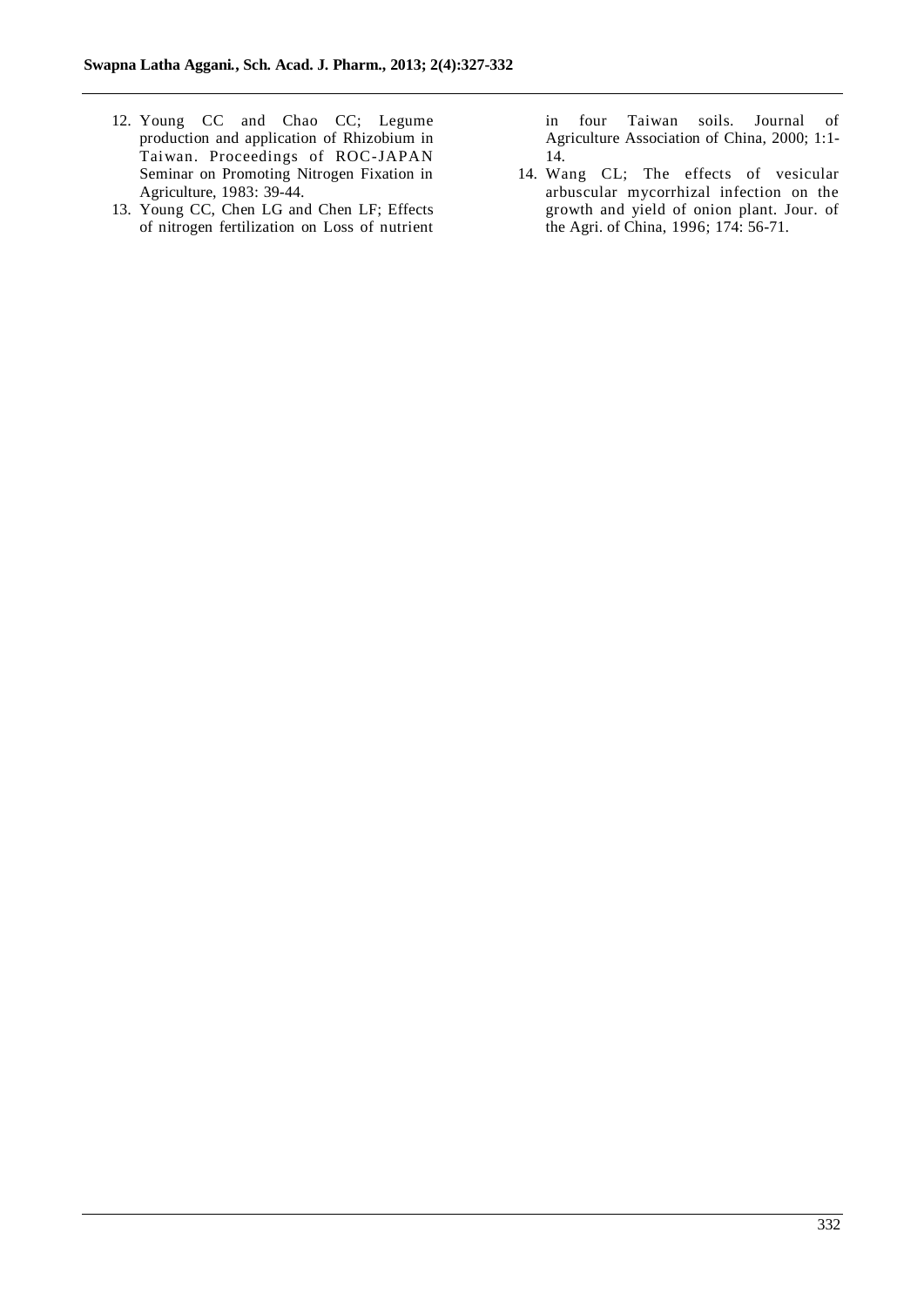12. Young CC and Chao CC; Legume production and application of Rhizobium in Taiwan. Proceedings of ROC-JAPAN Seminar on Promoting Nitrogen Fixation in Agriculture, 1983: 39-44.
13. Young CC, Chen LG and Chen LF; Effects of nitrogen fertilization on Loss of nutrient in four Taiwan soils. Journal of Agriculture Association of China, 2000; 1:1-14.
14. Wang CL; The effects of vesicular arbuscular mycorrhizal infection on the growth and yield of onion plant. Jour. of the Agri. of China, 1996; 174: 56-71.